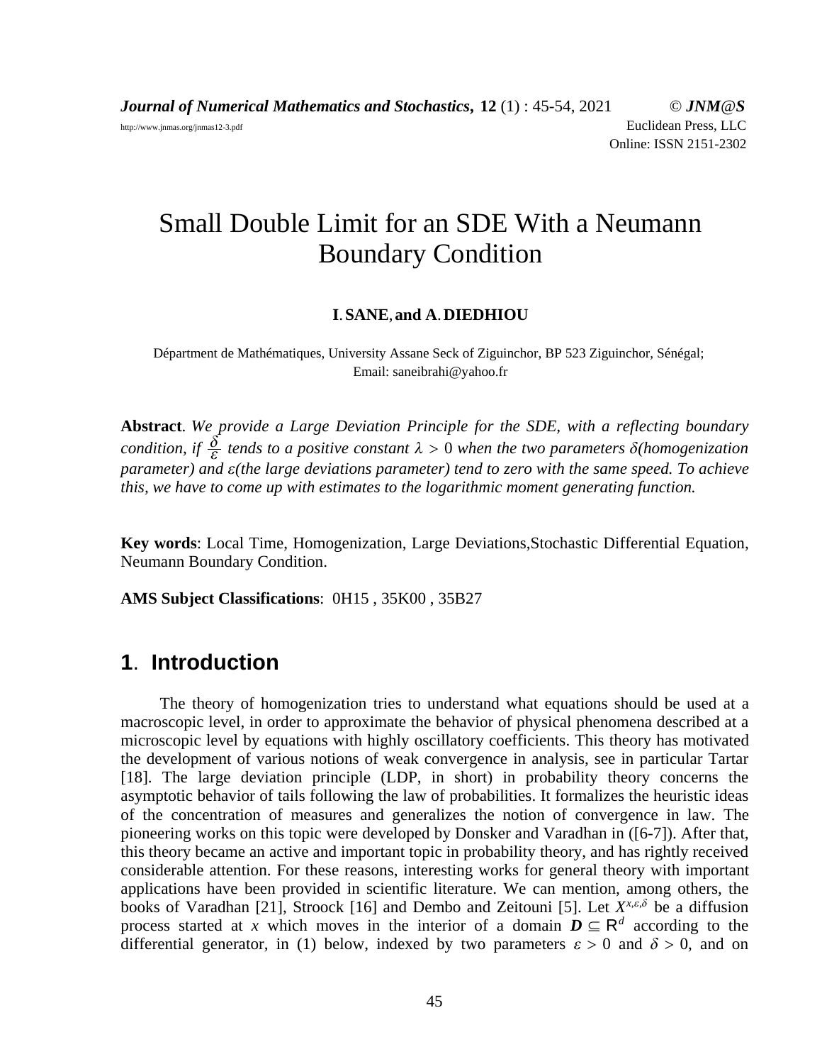# Small Double Limit for an SDE With a Neumann Boundary Condition

**I. SANE, and A. DIEDHIOU**

Départment de Mathématiques, University Assane Seck of Ziguinchor, BP 523 Ziguinchor, Sénégal;
Email: saneibrahi@yahoo.fr

**Abstract**. *We provide a Large Deviation Principle for the SDE, with a reflecting boundary condition, if $\frac{\delta}{\varepsilon}$ tends to a positive constant $\lambda > 0$ when the two parameters $\delta$(homogenization parameter) and $\varepsilon$(the large deviations parameter) tend to zero with the same speed. To achieve this, we have to come up with estimates to the logarithmic moment generating function.*

**Key words**: Local Time, Homogenization, Large Deviations,Stochastic Differential Equation, Neumann Boundary Condition.

**AMS Subject Classifications**: 0H15 , 35K00 , 35B27

## 1. Introduction

The theory of homogenization tries to understand what equations should be used at a macroscopic level, in order to approximate the behavior of physical phenomena described at a microscopic level by equations with highly oscillatory coefficients. This theory has motivated the development of various notions of weak convergence in analysis, see in particular Tartar [18]. The large deviation principle (LDP, in short) in probability theory concerns the asymptotic behavior of tails following the law of probabilities. It formalizes the heuristic ideas of the concentration of measures and generalizes the notion of convergence in law. The pioneering works on this topic were developed by Donsker and Varadhan in ([6-7]). After that, this theory became an active and important topic in probability theory, and has rightly received considerable attention. For these reasons, interesting works for general theory with important applications have been provided in scientific literature. We can mention, among others, the books of Varadhan [21], Stroock [16] and Dembo and Zeitouni [5]. Let $X^{x,\varepsilon,\delta}$ be a diffusion process started at $x$ which moves in the interior of a domain $\boldsymbol{D} \subseteq \mathbb{R}^d$ according to the differential generator, in (1) below, indexed by two parameters $\varepsilon > 0$ and $\delta > 0$, and on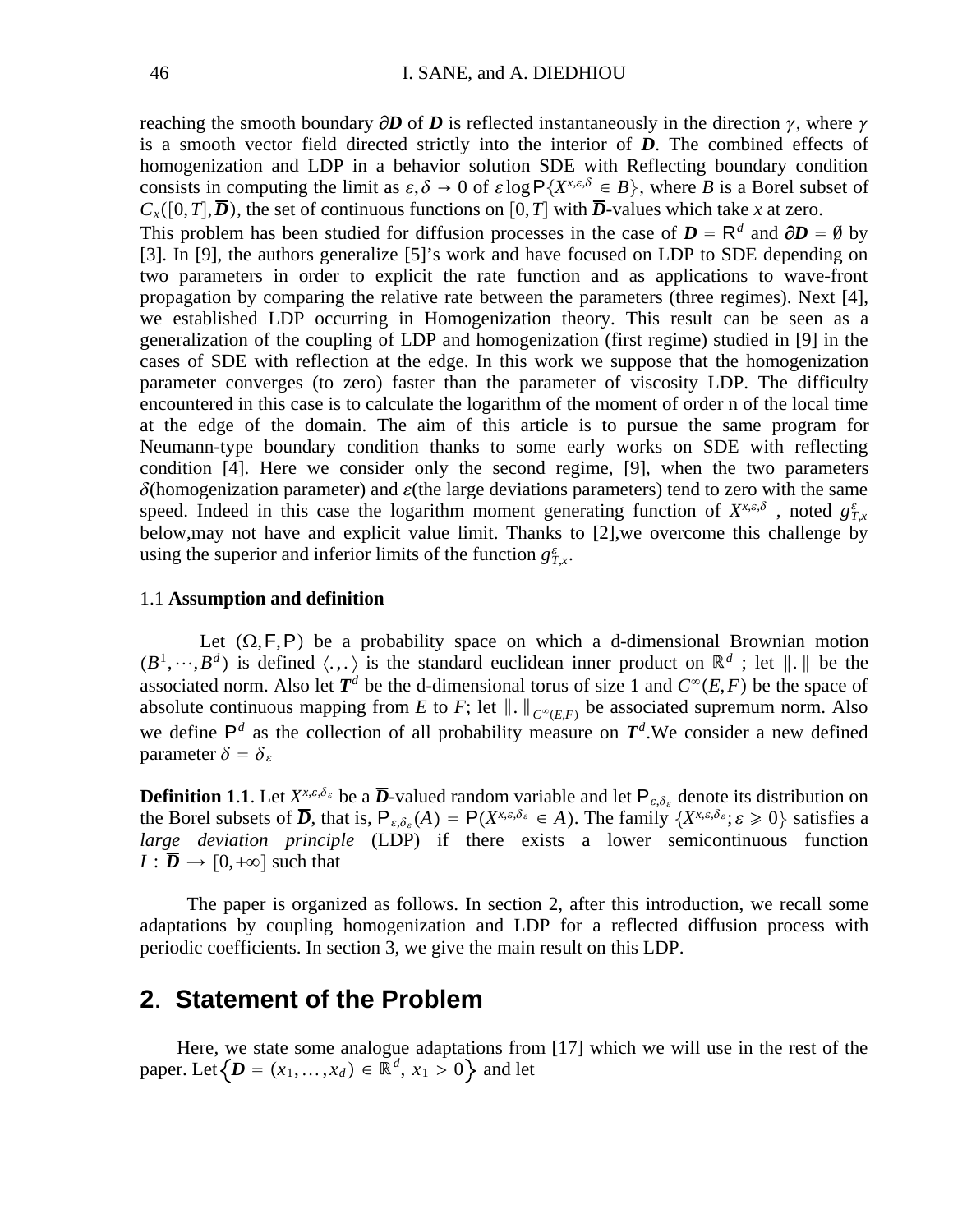reaching the smooth boundary $\partial \boldsymbol{D}$ of $\boldsymbol{D}$ is reflected instantaneously in the direction $\gamma$, where $\gamma$ is a smooth vector field directed strictly into the interior of $\boldsymbol{D}$. The combined effects of homogenization and LDP in a behavior solution SDE with Reflecting boundary condition consists in computing the limit as $\varepsilon, \delta \to 0$ of $\varepsilon \log \mathsf{P}\{X^{x,\varepsilon,\delta} \in B\}$, where $B$ is a Borel subset of $C_x([0,T], \overline{\boldsymbol{D}})$, the set of continuous functions on $[0,T]$ with $\overline{\boldsymbol{D}}$-values which take $x$ at zero.

This problem has been studied for diffusion processes in the case of $\boldsymbol{D} = \mathsf{R}^d$ and $\partial \boldsymbol{D} = \emptyset$ by [3]. In [9], the authors generalize [5]'s work and have focused on LDP to SDE depending on two parameters in order to explicit the rate function and as applications to wave-front propagation by comparing the relative rate between the parameters (three regimes). Next [4], we established LDP occurring in Homogenization theory. This result can be seen as a generalization of the coupling of LDP and homogenization (first regime) studied in [9] in the cases of SDE with reflection at the edge. In this work we suppose that the homogenization parameter converges (to zero) faster than the parameter of viscosity LDP. The difficulty encountered in this case is to calculate the logarithm of the moment of order n of the local time at the edge of the domain. The aim of this article is to pursue the same program for Neumann-type boundary condition thanks to some early works on SDE with reflecting condition [4]. Here we consider only the second regime, [9], when the two parameters $\delta$(homogenization parameter) and $\varepsilon$(the large deviations parameters) tend to zero with the same speed. Indeed in this case the logarithm moment generating function of $X^{x,\varepsilon,\delta}$ , noted $g^{\varepsilon}_{T,x}$ below,may not have explicit value limit. Thanks to [2],we overcome this challenge by using the superior and inferior limits of the function $g^{\varepsilon}_{T,x}$.

### 1.1 **Assumption and definition**

Let $(\Omega, \mathsf{F}, \mathsf{P})$ be a probability space on which a d-dimensional Brownian motion $(B^1, \cdots, B^d)$ is defined $\langle .,. \rangle$ is the standard euclidean inner product on $\mathbb{R}^d$ ; let $\|.\|$ be the associated norm. Also let $\boldsymbol{T}^d$ be the d-dimensional torus of size 1 and $C^{\infty}(E,F)$ be the space of absolute continuous mapping from $E$ to $F$; let $\|.\|_{C^{\infty}(E,F)}$ be associated supremum norm. Also we define $\mathsf{P}^d$ as the collection of all probability measure on $\boldsymbol{T}^d$.We consider a new defined parameter $\delta = \delta_\varepsilon$

**Definition 1.1**. Let $X^{x,\varepsilon,\delta_\varepsilon}$ be a $\overline{\boldsymbol{D}}$-valued random variable and let $\mathsf{P}_{\varepsilon,\delta_\varepsilon}$ denote its distribution on the Borel subsets of $\overline{\boldsymbol{D}}$, that is, $\mathsf{P}_{\varepsilon,\delta_\varepsilon}(A) = \mathsf{P}(X^{x,\varepsilon,\delta_\varepsilon} \in A)$. The family $\{X^{x,\varepsilon,\delta_\varepsilon}; \varepsilon \geqslant 0\}$ satisfies a *large deviation principle* (LDP) if there exists a lower semicontinuous function $I : \overline{\boldsymbol{D}} \to [0,+\infty]$ such that

The paper is organized as follows. In section 2, after this introduction, we recall some adaptations by coupling homogenization and LDP for a reflected diffusion process with periodic coefficients. In section 3, we give the main result on this LDP.

## 2. Statement of the Problem

Here, we state some analogue adaptations from [17] which we will use in the rest of the paper. Let$\left\{\boldsymbol{D} = (x_1, \ldots, x_d) \in \mathbb{R}^d,\ x_1 > 0\right\}$ and let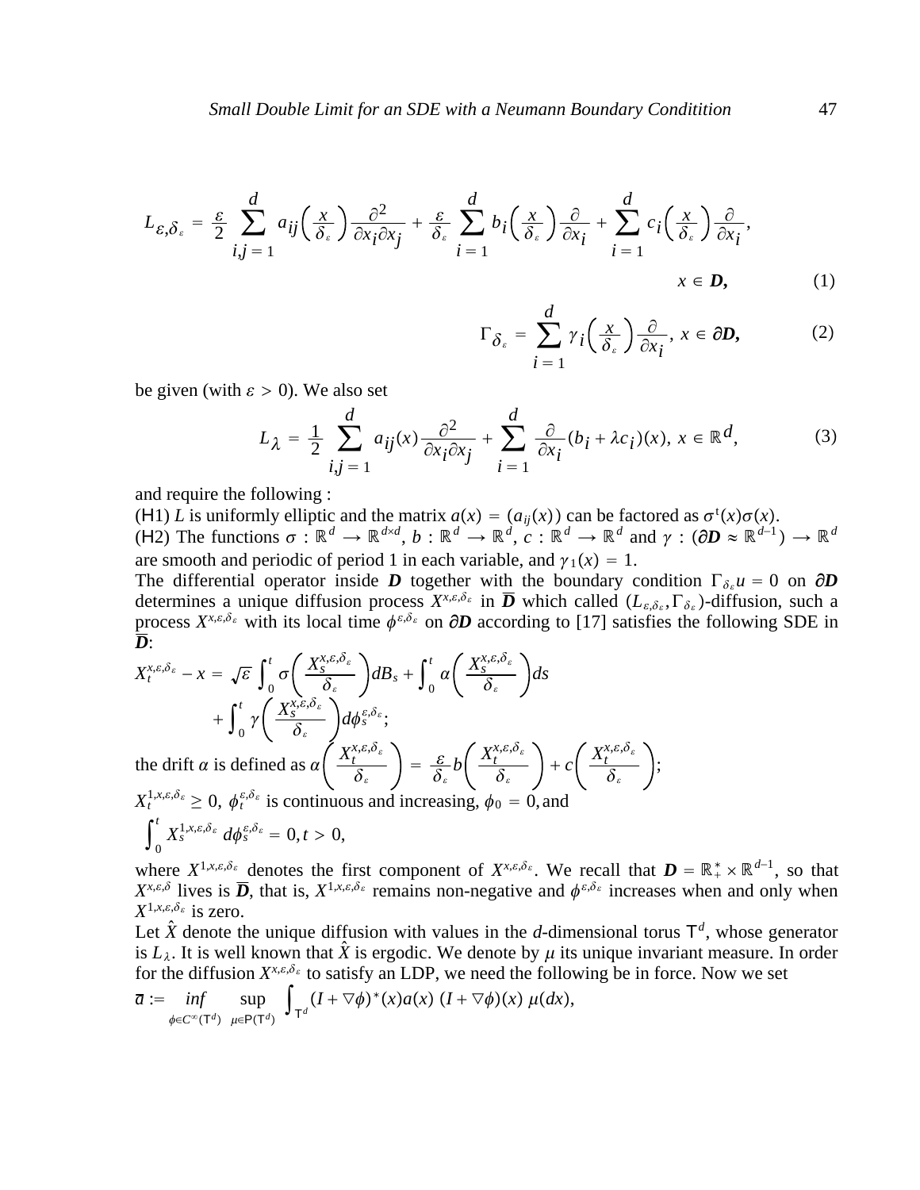$$L_{\varepsilon,\delta_\varepsilon} = \frac{\varepsilon}{2}\sum_{i,j=1}^{d} a_{ij}\left(\frac{x}{\delta_\varepsilon}\right)\frac{\partial^2}{\partial x_i \partial x_j} + \frac{\varepsilon}{\delta_\varepsilon}\sum_{i=1}^{d} b_i\left(\frac{x}{\delta_\varepsilon}\right)\frac{\partial}{\partial x_i} + \sum_{i=1}^{d} c_i\left(\frac{x}{\delta_\varepsilon}\right)\frac{\partial}{\partial x_i},$$

$$x \in \boldsymbol{D}, \tag{1}$$

$$\Gamma_{\delta_\varepsilon} = \sum_{i=1}^{d} \gamma_i\left(\frac{x}{\delta_\varepsilon}\right)\frac{\partial}{\partial x_i},\ x \in \partial\boldsymbol{D}, \tag{2}$$

be given (with $\varepsilon > 0$). We also set

$$L_\lambda = \frac{1}{2}\sum_{i,j=1}^{d} a_{ij}(x)\frac{\partial^2}{\partial x_i \partial x_j} + \sum_{i=1}^{d}\frac{\partial}{\partial x_i}(b_i + \lambda c_i)(x),\ x \in \mathbb{R}^d, \tag{3}$$

and require the following :

(H1) $L$ is uniformly elliptic and the matrix $a(x) = (a_{ij}(x))$ can be factored as $\sigma^t(x)\sigma(x)$.

(H2) The functions $\sigma : \mathbb{R}^d \to \mathbb{R}^{d\times d}$, $b : \mathbb{R}^d \to \mathbb{R}^d$, $c : \mathbb{R}^d \to \mathbb{R}^d$ and $\gamma : (\partial\boldsymbol{D} \approx \mathbb{R}^{d-1}) \to \mathbb{R}^d$ are smooth and periodic of period 1 in each variable, and $\gamma_1(x) = 1$.

The differential operator inside $\boldsymbol{D}$ together with the boundary condition $\Gamma_{\delta_\varepsilon} u = 0$ on $\partial\boldsymbol{D}$ determines a unique diffusion process $X^{x,\varepsilon,\delta_\varepsilon}$ in $\overline{\boldsymbol{D}}$ which called $(L_{\varepsilon,\delta_\varepsilon}, \Gamma_{\delta_\varepsilon})$-diffusion, such a process $X^{x,\varepsilon,\delta_\varepsilon}$ with its local time $\phi^{\varepsilon,\delta_\varepsilon}$ on $\partial\boldsymbol{D}$ according to [17] satisfies the following SDE in $\overline{\boldsymbol{D}}$:

$$X_t^{x,\varepsilon,\delta_\varepsilon} - x = \sqrt{\varepsilon}\int_0^t \sigma\left(\frac{X_s^{x,\varepsilon,\delta_\varepsilon}}{\delta_\varepsilon}\right)dB_s + \int_0^t \alpha\left(\frac{X_s^{x,\varepsilon,\delta_\varepsilon}}{\delta_\varepsilon}\right)ds$$
$$+ \int_0^t \gamma\left(\frac{X_s^{x,\varepsilon,\delta_\varepsilon}}{\delta_\varepsilon}\right)d\phi_s^{\varepsilon,\delta_\varepsilon};$$

the drift $\alpha$ is defined as $\alpha\left(\frac{X_t^{x,\varepsilon,\delta_\varepsilon}}{\delta_\varepsilon}\right) = \frac{\varepsilon}{\delta_\varepsilon} b\left(\frac{X_t^{x,\varepsilon,\delta_\varepsilon}}{\delta_\varepsilon}\right) + c\left(\frac{X_t^{x,\varepsilon,\delta_\varepsilon}}{\delta_\varepsilon}\right)$;

$X_t^{1,x,\varepsilon,\delta_\varepsilon} \geq 0$, $\phi_t^{\varepsilon,\delta_\varepsilon}$ is continuous and increasing, $\phi_0 = 0$, and

$$\int_0^t X_s^{1,x,\varepsilon,\delta_\varepsilon}\, d\phi_s^{\varepsilon,\delta_\varepsilon} = 0, t > 0,$$

where $X^{1,x,\varepsilon,\delta_\varepsilon}$ denotes the first component of $X^{x,\varepsilon,\delta_\varepsilon}$. We recall that $\boldsymbol{D} = \mathbb{R}_+^* \times \mathbb{R}^{d-1}$, so that $X^{x,\varepsilon,\delta}$ lives is $\overline{\boldsymbol{D}}$, that is, $X^{1,x,\varepsilon,\delta_\varepsilon}$ remains non-negative and $\phi^{\varepsilon,\delta_\varepsilon}$ increases when and only when $X^{1,x,\varepsilon,\delta_\varepsilon}$ is zero.

Let $\hat{X}$ denote the unique diffusion with values in the $d$-dimensional torus $\mathsf{T}^d$, whose generator is $L_\lambda$. It is well known that $\hat{X}$ is ergodic. We denote by $\mu$ its unique invariant measure. In order for the diffusion $X^{x,\varepsilon,\delta_\varepsilon}$ to satisfy an LDP, we need the following be in force. Now we set

$$\overline{a} := \inf_{\phi\in C^\infty(\mathsf{T}^d)} \sup_{\mu\in \mathsf{P}(\mathsf{T}^d)} \int_{\mathsf{T}^d} (I + \nabla\phi)^*(x) a(x)\, (I + \nabla\phi)(x)\, \mu(dx),$$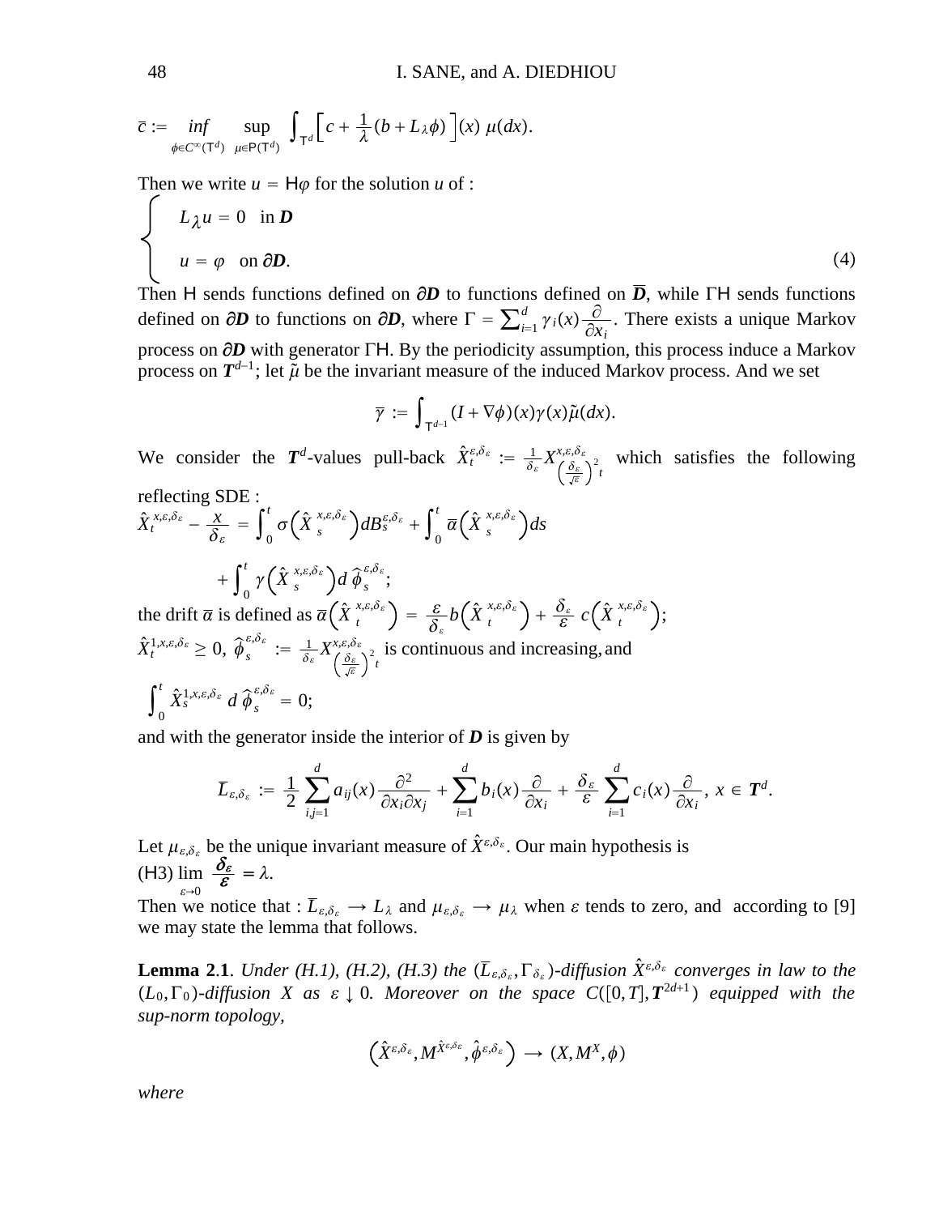$$\bar{c} := \inf_{\phi \in C^\infty(\mathsf{T}^d)} \sup_{\mu \in \mathsf{P}(\mathsf{T}^d)} \int_{\mathsf{T}^d} \Big[ c + \frac{1}{\lambda}(b + L_\lambda \phi) \Big](x)\, \mu(dx).$$

Then we write $u = \mathsf{H}\varphi$ for the solution $u$ of :

$$\begin{cases} L_\lambda u = 0 \quad \text{in } \boldsymbol{D} \\ u = \varphi \quad \text{on } \partial \boldsymbol{D}. \end{cases} \tag{4}$$

Then $\mathsf{H}$ sends functions defined on $\partial \boldsymbol{D}$ to functions defined on $\overline{\boldsymbol{D}}$, while $\Gamma\mathsf{H}$ sends functions defined on $\partial \boldsymbol{D}$ to functions on $\partial \boldsymbol{D}$, where $\Gamma = \sum_{i=1}^d \gamma_i(x) \frac{\partial}{\partial x_i}$. There exists a unique Markov process on $\partial \boldsymbol{D}$ with generator $\Gamma\mathsf{H}$. By the periodicity assumption, this process induce a Markov process on $\boldsymbol{T}^{d-1}$; let $\tilde{\mu}$ be the invariant measure of the induced Markov process. And we set

$$\overline{\gamma} := \int_{\mathsf{T}^{d-1}} (I + \nabla \phi)(x) \gamma(x) \tilde{\mu}(dx).$$

We consider the $\boldsymbol{T}^d$-values pull-back $\hat{X}_t^{\varepsilon,\delta_\varepsilon} := \frac{1}{\delta_\varepsilon} X^{x,\varepsilon,\delta_\varepsilon}_{\left(\frac{\delta_\varepsilon}{\sqrt{\varepsilon}}\right)^2 t}$ which satisfies the following reflecting SDE :

$$\hat{X}_t^{x,\varepsilon,\delta_\varepsilon} - \frac{x}{\delta_\varepsilon} = \int_0^t \sigma\Big(\hat{X}_s^{x,\varepsilon,\delta_\varepsilon}\Big) dB_s^{\varepsilon,\delta_\varepsilon} + \int_0^t \overline{\alpha}\Big(\hat{X}_s^{x,\varepsilon,\delta_\varepsilon}\Big) ds$$

$$+ \int_0^t \gamma\Big(\hat{X}_s^{x,\varepsilon,\delta_\varepsilon}\Big) d\,\widehat{\phi}_s^{\varepsilon,\delta_\varepsilon};$$

the drift $\overline{\alpha}$ is defined as $\overline{\alpha}\Big(\hat{X}_t^{x,\varepsilon,\delta_\varepsilon}\Big) = \frac{\varepsilon}{\delta_\varepsilon} b\Big(\hat{X}_t^{x,\varepsilon,\delta_\varepsilon}\Big) + \frac{\delta_\varepsilon}{\varepsilon} c\Big(\hat{X}_t^{x,\varepsilon,\delta_\varepsilon}\Big)$;

$\hat{X}_t^{1,x,\varepsilon,\delta_\varepsilon} \geq 0$, $\widehat{\phi}_s^{\varepsilon,\delta_\varepsilon} := \frac{1}{\delta_\varepsilon} X^{x,\varepsilon,\delta_\varepsilon}_{\left(\frac{\delta_\varepsilon}{\sqrt{\varepsilon}}\right)^2 t}$ is continuous and increasing, and

$$\int_0^t \hat{X}_s^{1,x,\varepsilon,\delta_\varepsilon}\, d\,\widehat{\phi}_s^{\varepsilon,\delta_\varepsilon} = 0;$$

and with the generator inside the interior of $\boldsymbol{D}$ is given by

$$\overline{L}_{\varepsilon,\delta_\varepsilon} := \frac{1}{2} \sum_{i,j=1}^d a_{ij}(x) \frac{\partial^2}{\partial x_i \partial x_j} + \sum_{i=1}^d b_i(x) \frac{\partial}{\partial x_i} + \frac{\delta_\varepsilon}{\varepsilon} \sum_{i=1}^d c_i(x) \frac{\partial}{\partial x_i},\ x \in \boldsymbol{T}^d.$$

Let $\mu_{\varepsilon,\delta_\varepsilon}$ be the unique invariant measure of $\hat{X}^{\varepsilon,\delta_\varepsilon}$. Our main hypothesis is

(H3) $\lim_{\varepsilon \to 0} \frac{\boldsymbol{\delta_\varepsilon}}{\boldsymbol{\varepsilon}} = \lambda.$

Then we notice that : $\overline{L}_{\varepsilon,\delta_\varepsilon} \to L_\lambda$ and $\mu_{\varepsilon,\delta_\varepsilon} \to \mu_\lambda$ when $\varepsilon$ tends to zero, and according to [9] we may state the lemma that follows.

**Lemma 2.1**. *Under (H.1), (H.2), (H.3) the $(\overline{L}_{\varepsilon,\delta_\varepsilon}, \Gamma_{\delta_\varepsilon})$-diffusion $\hat{X}^{\varepsilon,\delta_\varepsilon}$ converges in law to the $(L_0, \Gamma_0)$-diffusion $X$ as $\varepsilon \downarrow 0$. Moreover on the space $C([0,T], \boldsymbol{T}^{2d+1})$ equipped with the sup-norm topology,*

$$\Big(\hat{X}^{\varepsilon,\delta_\varepsilon}, M^{\hat{X}^{\varepsilon,\delta_\varepsilon}}, \hat{\phi}^{\varepsilon,\delta_\varepsilon}\Big) \to (X, M^X, \phi)$$

*where*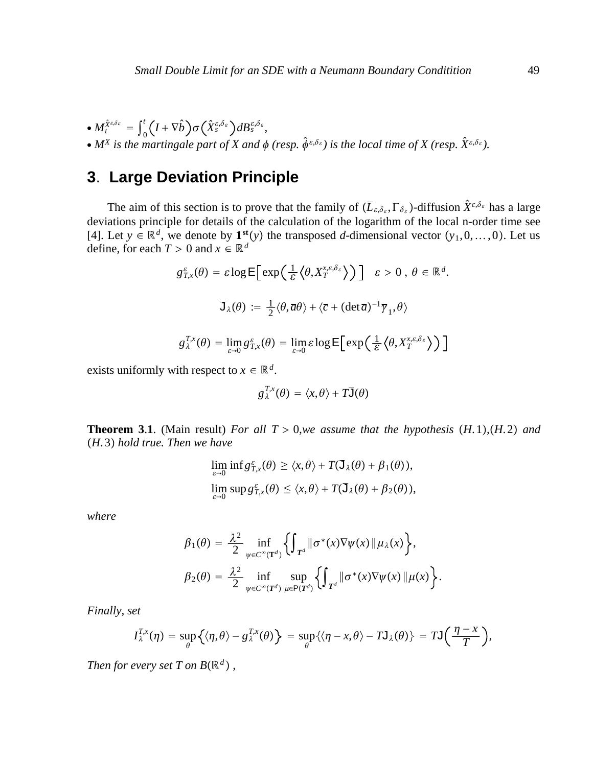- $M_t^{\hat{X}^{\varepsilon,\delta_\varepsilon}} = \int_0^t \left(I + \nabla\hat{b}\right)\sigma\left(\hat{X}_s^{\varepsilon,\delta_\varepsilon}\right)dB_s^{\varepsilon,\delta_\varepsilon}$,
- *$M^X$ is the martingale part of $X$ and $\phi$ (resp. $\hat{\phi}^{\varepsilon,\delta_\varepsilon}$) is the local time of $X$ (resp. $\hat{X}^{\varepsilon,\delta_\varepsilon}$).*

## 3. Large Deviation Principle

The aim of this section is to prove that the family of $(\overline{L}_{\varepsilon,\delta_\varepsilon}, \Gamma_{\delta_\varepsilon})$-diffusion $\hat{X}^{\varepsilon,\delta_\varepsilon}$ has a large deviations principle for details of the calculation of the logarithm of the local n-order time see [4]. Let $y \in \mathbb{R}^d$, we denote by $\mathbf{1^{st}}(y)$ the transposed $d$-dimensional vector $(y_1, 0, \ldots, 0)$. Let us define, for each $T > 0$ and $x \in \mathbb{R}^d$

$$g_{T,x}^{\varepsilon}(\theta) = \varepsilon \log \mathsf{E}\left[\exp\left(\frac{1}{\varepsilon}\left\langle\theta, X_T^{x,\varepsilon,\delta_\varepsilon}\right\rangle\right)\right] \quad \varepsilon > 0\ ,\ \theta \in \mathbb{R}^d.$$

$$\mathsf{J}_\lambda(\theta) := \frac{1}{2}\langle\theta, \overline{a}\theta\rangle + \langle\overline{c} + (\det\overline{a})^{-1}\overline{\gamma}_1, \theta\rangle$$

$$g_\lambda^{T,x}(\theta) = \lim_{\varepsilon\to 0} g_{T,x}^{\varepsilon}(\theta) = \lim_{\varepsilon\to 0} \varepsilon \log \mathsf{E}\left[\exp\left(\frac{1}{\varepsilon}\left\langle\theta, X_T^{x,\varepsilon,\delta_\varepsilon}\right\rangle\right)\right]$$

exists uniformly with respect to $x \in \mathbb{R}^d$.

$$g_\lambda^{T,x}(\theta) = \langle x, \theta\rangle + T\overline{\mathsf{J}}(\theta)$$

**Theorem 3.1**. (Main result) *For all $T > 0$,we assume that the hypothesis $(H.1)$,$(H.2)$ and $(H.3)$ hold true. Then we have*

$$\lim_{\varepsilon\to 0} \inf g_{T,x}^{\varepsilon}(\theta) \geq \langle x, \theta\rangle + T(\mathsf{J}_\lambda(\theta) + \beta_1(\theta)),$$
$$\lim_{\varepsilon\to 0} \sup g_{T,x}^{\varepsilon}(\theta) \leq \langle x, \theta\rangle + T(\overline{\mathsf{J}}_\lambda(\theta) + \beta_2(\theta)),$$

*where*

$$\beta_1(\theta) = \frac{\lambda^2}{2} \inf_{\psi\in C^\infty(\mathbf{T}^d)} \left\{\int_{\mathbf{T}^d} \|\sigma^*(x)\nabla\psi(x)\|\mu_\lambda(x)\right\},$$
$$\beta_2(\theta) = \frac{\lambda^2}{2} \inf_{\psi\in C^\infty(\mathbf{T}^d)} \sup_{\mu\in \mathsf{P}(\mathbf{T}^d)} \left\{\int_{\mathbf{T}^d} \|\sigma^*(x)\nabla\psi(x)\|\mu(x)\right\}.$$

*Finally, set*

$$I_\lambda^{T,x}(\eta) = \sup_\theta\left\{\langle\eta, \theta\rangle - g_\lambda^{T,x}(\theta)\right\} = \sup_\theta\{\langle\eta - x, \theta\rangle - T\mathsf{J}_\lambda(\theta)\} = T\mathsf{J}\left(\frac{\eta - x}{T}\right),$$

*Then for every set $T$ on $B(\mathbb{R}^d)$ ,*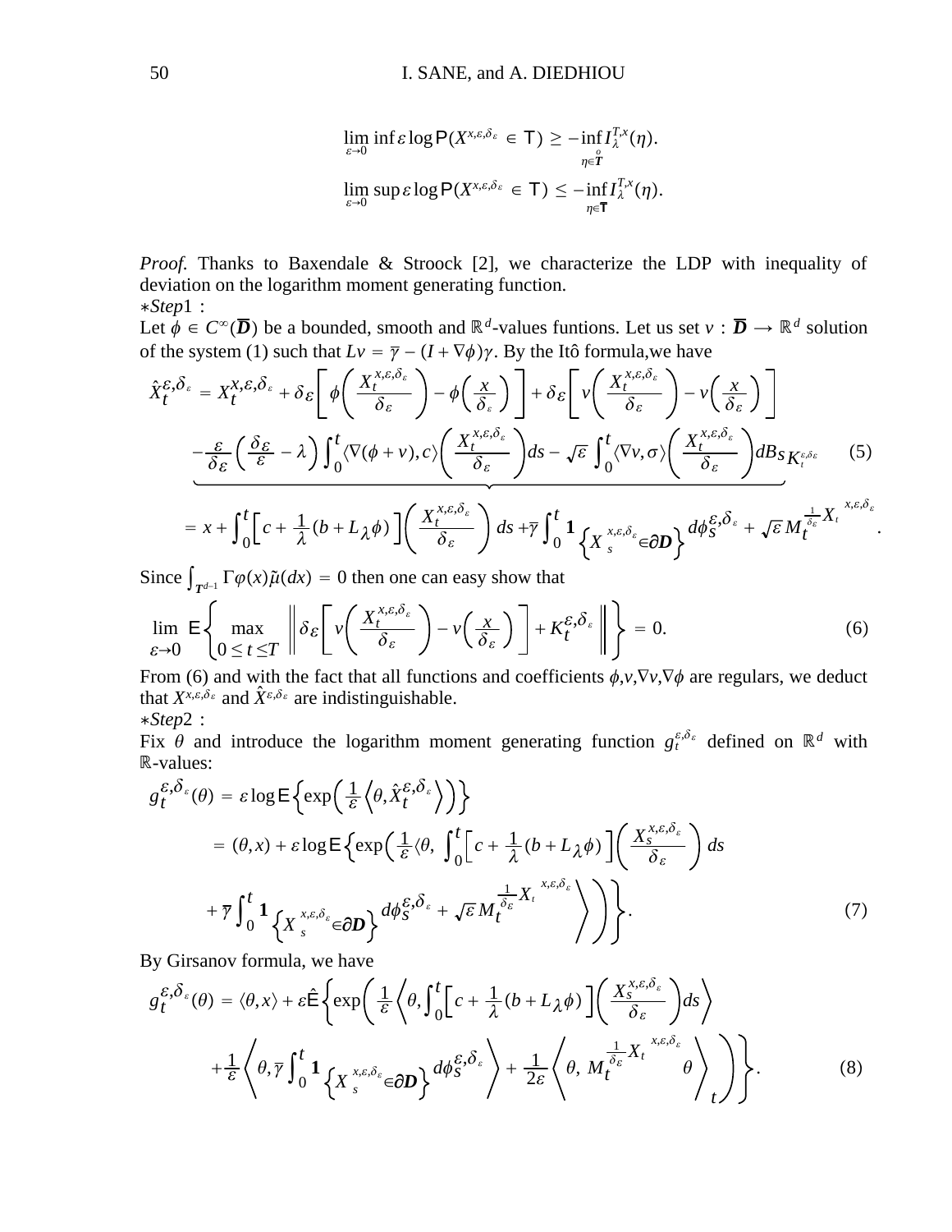$$\lim_{\varepsilon\to 0}\inf \varepsilon \log \mathsf{P}(X^{x,\varepsilon,\delta_\varepsilon} \in \mathsf{T}) \geq -\inf_{\eta\in \overset{o}{\boldsymbol{T}}} I_\lambda^{T,x}(\eta).$$

$$\lim_{\varepsilon\to 0}\sup \varepsilon \log \mathsf{P}(X^{x,\varepsilon,\delta_\varepsilon} \in \mathsf{T}) \leq -\inf_{\eta\in \overline{\mathsf{T}}} I_\lambda^{T,x}(\eta).$$

*Proof.* Thanks to Baxendale & Stroock [2], we characterize the LDP with inequality of deviation on the logarithm moment generating function.

$*Step1$ :

Let $\phi \in C^\infty(\overline{\boldsymbol{D}})$ be a bounded, smooth and $\mathbb{R}^d$-values funtions. Let us set $v : \overline{\boldsymbol{D}} \to \mathbb{R}^d$ solution of the system (1) such that $Lv = \overline{\gamma} - (I + \nabla\phi)\gamma$. By the Itô formula,we have

$$\begin{aligned}
\hat{X}_t^{\varepsilon,\delta_\varepsilon} &= X_t^{x,\varepsilon,\delta_\varepsilon} + \delta\varepsilon\left[\phi\left(\frac{X_t^{x,\varepsilon,\delta_\varepsilon}}{\delta_\varepsilon}\right) - \phi\left(\frac{x}{\delta_\varepsilon}\right)\right] + \delta\varepsilon\left[v\left(\frac{X_t^{x,\varepsilon,\delta_\varepsilon}}{\delta_\varepsilon}\right) - v\left(\frac{x}{\delta_\varepsilon}\right)\right] \\
&\underbrace{-\frac{\varepsilon}{\delta\varepsilon}\left(\frac{\delta\varepsilon}{\varepsilon} - \lambda\right)\int_0^t \langle\nabla(\phi + v), c\rangle\left(\frac{X_t^{x,\varepsilon,\delta_\varepsilon}}{\delta_\varepsilon}\right)ds - \sqrt{\varepsilon}\int_0^t \langle\nabla v, \sigma\rangle\left(\frac{X_t^{x,\varepsilon,\delta_\varepsilon}}{\delta_\varepsilon}\right)dB_s}_{K_t^{\varepsilon,\delta_\varepsilon}} \qquad (5) \\
&= x + \int_0^t \left[c + \frac{1}{\lambda}(b + L_\lambda\phi)\right]\left(\frac{X_t^{x,\varepsilon,\delta_\varepsilon}}{\delta_\varepsilon}\right)ds + \overline{\gamma}\int_0^t \mathbf{1}_{\left\{X_s^{x,\varepsilon,\delta_\varepsilon}\in\partial\boldsymbol{D}\right\}} d\phi_s^{\varepsilon,\delta_\varepsilon} + \sqrt{\varepsilon}\, M_t^{\frac{1}{\delta_\varepsilon}X_t^{x,\varepsilon,\delta_\varepsilon}}.
\end{aligned}$$

Since $\int_{\boldsymbol{T}^{d-1}} \Gamma\varphi(x)\tilde{\mu}(dx) = 0$ then one can easy show that

$$\lim_{\varepsilon\to 0} \mathsf{E}\left\{\max_{0\le t\le T}\left\|\delta\varepsilon\left[v\left(\frac{X_t^{x,\varepsilon,\delta_\varepsilon}}{\delta_\varepsilon}\right) - v\left(\frac{x}{\delta_\varepsilon}\right)\right] + K_t^{\varepsilon,\delta_\varepsilon}\right\|\right\} = 0. \qquad (6)$$

From (6) and with the fact that all functions and coefficients $\phi$,$v$,$\nabla v$,$\nabla\phi$ are regulars, we deduct that $X^{x,\varepsilon,\delta_\varepsilon}$ and $\hat{X}^{\varepsilon,\delta_\varepsilon}$ are indistinguishable.

$*Step2$ :

Fix $\theta$ and introduce the logarithm moment generating function $g_t^{\varepsilon,\delta_\varepsilon}$ defined on $\mathbb{R}^d$ with $\mathbb{R}$-values:

$$\begin{aligned}
g_t^{\varepsilon,\delta_\varepsilon}(\theta) &= \varepsilon\log\mathsf{E}\left\{\exp\left(\frac{1}{\varepsilon}\left\langle\theta, \hat{X}_t^{\varepsilon,\delta_\varepsilon}\right\rangle\right)\right\} \\
&= (\theta, x) + \varepsilon\log\mathsf{E}\left\{\exp\left(\frac{1}{\varepsilon}\langle\theta, \int_0^t\left[c + \frac{1}{\lambda}(b + L_\lambda\phi)\right]\left(\frac{X_s^{x,\varepsilon,\delta_\varepsilon}}{\delta_\varepsilon}\right)ds\right.\right. \\
&\left.\left.+ \overline{\gamma}\int_0^t \mathbf{1}_{\left\{X_s^{x,\varepsilon,\delta_\varepsilon}\in\partial\boldsymbol{D}\right\}} d\phi_s^{\varepsilon,\delta_\varepsilon} + \sqrt{\varepsilon}\, M_t^{\frac{1}{\delta_\varepsilon}X_t^{x,\varepsilon,\delta_\varepsilon}}\right\rangle\right)\right\}. \qquad (7)
\end{aligned}$$

By Girsanov formula, we have

$$\begin{aligned}
g_t^{\varepsilon,\delta_\varepsilon}(\theta) &= \langle\theta, x\rangle + \varepsilon\hat{\mathsf{E}}\left\{\exp\left(\frac{1}{\varepsilon}\left\langle\theta, \int_0^t\left[c + \frac{1}{\lambda}(b + L_\lambda\phi)\right]\left(\frac{X_s^{x,\varepsilon,\delta_\varepsilon}}{\delta_\varepsilon}\right)ds\right\rangle\right.\right. \\
&\left.\left.+\frac{1}{\varepsilon}\left\langle\theta, \overline{\gamma}\int_0^t \mathbf{1}_{\left\{X_s^{x,\varepsilon,\delta_\varepsilon}\in\partial\boldsymbol{D}\right\}} d\phi_s^{\varepsilon,\delta_\varepsilon}\right\rangle + \frac{1}{2\varepsilon}\left\langle\theta,\, M_t^{\frac{1}{\delta_\varepsilon}X_t^{x,\varepsilon,\delta_\varepsilon}}\theta\right\rangle_t\right)\right\}. \qquad (8)
\end{aligned}$$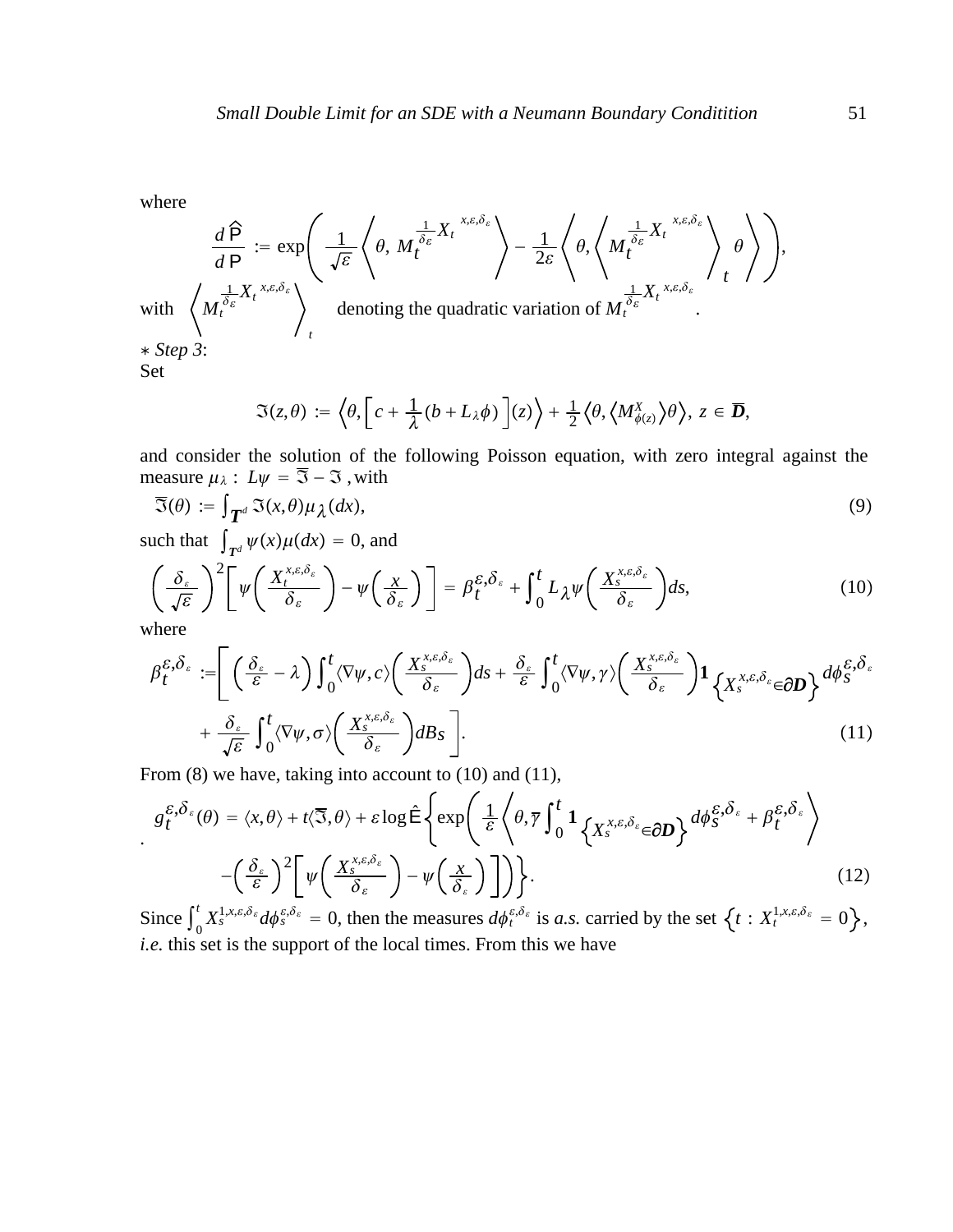where

$$\frac{d\widehat{\mathsf{P}}}{d\,\mathsf{P}} := \exp\left( \frac{1}{\sqrt{\varepsilon}} \left\langle \theta,\, M_t^{\frac{1}{\delta_\varepsilon} X_t^{\,x,\varepsilon,\delta_\varepsilon}} \right\rangle - \frac{1}{2\varepsilon} \left\langle \theta, \left\langle M_t^{\frac{1}{\delta_\varepsilon} X_t^{\,x,\varepsilon,\delta_\varepsilon}} \right\rangle_t \theta \right\rangle \right),$$

with $\left\langle M_t^{\frac{1}{\delta_\varepsilon} X_t^{\,x,\varepsilon,\delta_\varepsilon}} \right\rangle_t$ denoting the quadratic variation of $M_t^{\frac{1}{\delta_\varepsilon} X_t^{\,x,\varepsilon,\delta_\varepsilon}}$.

∗ *Step 3*:
Set

$$\Im(z,\theta) := \left\langle \theta, \left[ c + \frac{1}{\lambda}(b + L_\lambda \phi) \right](z) \right\rangle + \frac{1}{2}\left\langle \theta, \left\langle M^X_{\phi(z)} \right\rangle \theta \right\rangle,\ z \in \overline{\boldsymbol{D}},$$

and consider the solution of the following Poisson equation, with zero integral against the measure $\mu_\lambda$ : $L\psi = \overline{\Im} - \Im$ , with

$$\overline{\Im}(\theta) := \int_{\boldsymbol{T}^d} \Im(x,\theta)\mu_\lambda(dx), \tag{9}$$

such that $\int_{T^d} \psi(x)\mu(dx) = 0$, and

$$\left(\frac{\delta_\varepsilon}{\sqrt{\varepsilon}}\right)^2 \left[ \psi\left(\frac{X_t^{x,\varepsilon,\delta_\varepsilon}}{\delta_\varepsilon}\right) - \psi\left(\frac{x}{\delta_\varepsilon}\right) \right] = \beta_t^{\varepsilon,\delta_\varepsilon} + \int_0^t L_\lambda \psi\left(\frac{X_s^{x,\varepsilon,\delta_\varepsilon}}{\delta_\varepsilon}\right) ds, \tag{10}$$

where

$$\begin{aligned}\beta_t^{\varepsilon,\delta_\varepsilon} := \Bigg[ &\left(\frac{\delta_\varepsilon}{\varepsilon} - \lambda\right) \int_0^t \langle \nabla\psi, c\rangle \left(\frac{X_s^{x,\varepsilon,\delta_\varepsilon}}{\delta_\varepsilon}\right) ds + \frac{\delta_\varepsilon}{\varepsilon} \int_0^t \langle \nabla\psi, \gamma\rangle \left(\frac{X_s^{x,\varepsilon,\delta_\varepsilon}}{\delta_\varepsilon}\right) \mathbf{1}_{\left\{X_s^{x,\varepsilon,\delta_\varepsilon} \in \partial \boldsymbol{D}\right\}} d\phi_s^{\varepsilon,\delta_\varepsilon} \\ &+ \frac{\delta_\varepsilon}{\sqrt{\varepsilon}} \int_0^t \langle \nabla\psi, \sigma\rangle \left(\frac{X_s^{x,\varepsilon,\delta_\varepsilon}}{\delta_\varepsilon}\right) dB_s \Bigg].\end{aligned} \tag{11}$$

From (8) we have, taking into account to (10) and (11),

$$\begin{aligned} g_t^{\varepsilon,\delta_\varepsilon}(\theta) = \langle x,\theta\rangle + t\langle \overline{\Im},\theta\rangle + \varepsilon \log \hat{\mathsf{E}} \Bigg\{ \exp\Bigg( &\frac{1}{\varepsilon} \left\langle \theta, \overline{\gamma} \int_0^t \mathbf{1}_{\left\{X_s^{x,\varepsilon,\delta_\varepsilon} \in \partial \boldsymbol{D}\right\}} d\phi_s^{\varepsilon,\delta_\varepsilon} + \beta_t^{\varepsilon,\delta_\varepsilon} \right\rangle \\ &- \left(\frac{\delta_\varepsilon}{\varepsilon}\right)^2 \left[ \psi\left(\frac{X_s^{x,\varepsilon,\delta_\varepsilon}}{\delta_\varepsilon}\right) - \psi\left(\frac{x}{\delta_\varepsilon}\right) \right] \Bigg) \Bigg\}. \end{aligned} \tag{12}$$

Since $\int_0^t X_s^{1,x,\varepsilon,\delta_\varepsilon} d\phi_s^{\varepsilon,\delta_\varepsilon} = 0$, then the measures $d\phi_t^{\varepsilon,\delta_\varepsilon}$ is *a.s.* carried by the set $\left\{t : X_t^{1,x,\varepsilon,\delta_\varepsilon} = 0\right\}$, *i.e.* this set is the support of the local times. From this we have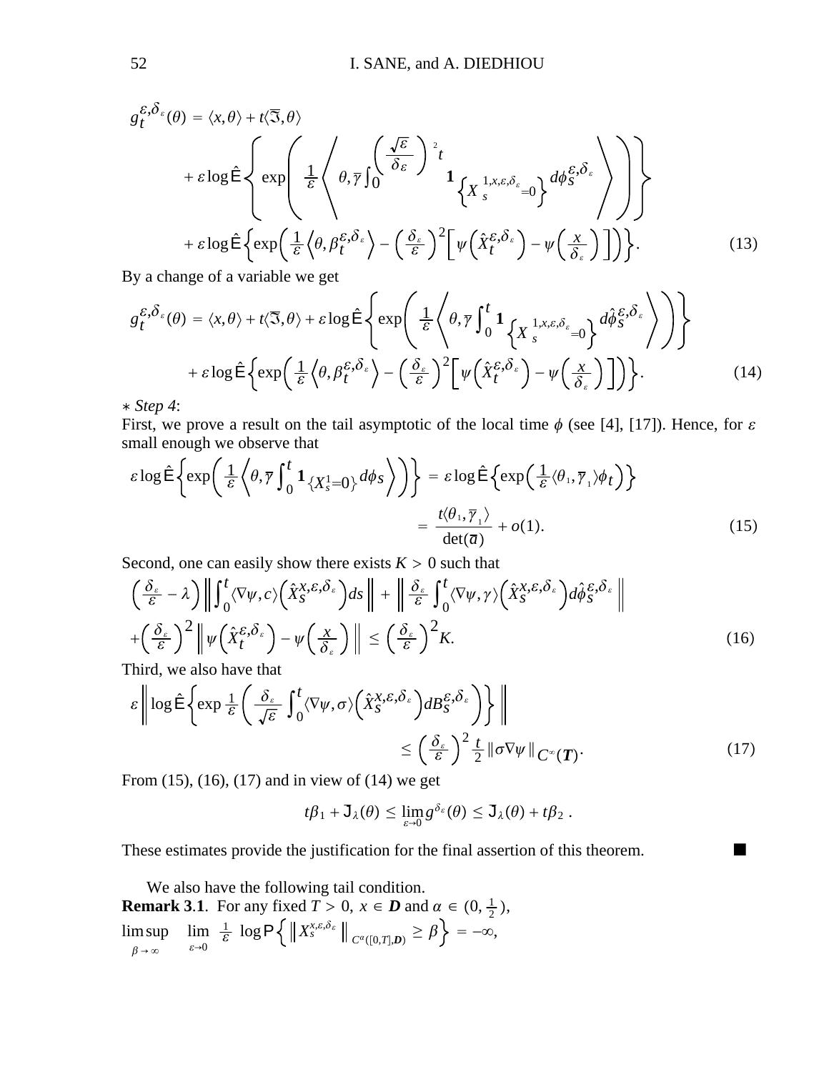$$
\begin{aligned}
g_t^{\varepsilon,\delta_\varepsilon}(\theta) &= \langle x,\theta\rangle + t\langle \mathfrak{T},\theta\rangle \\
&\quad + \varepsilon \log \hat{\mathsf{E}}\left\{ \exp\left( \frac{1}{\varepsilon}\left\langle \theta, \overline{\gamma}\int_0^{\left(\frac{\sqrt{\varepsilon}}{\delta_\varepsilon}\right)^2 t} \mathbf{1}_{\left\{X_s^{1,x,\varepsilon,\delta_\varepsilon}=0\right\}}\, d\phi_S^{\varepsilon,\delta_\varepsilon} \right\rangle \right)\right\} \\
&\quad + \varepsilon \log \hat{\mathsf{E}}\left\{ \exp\left( \frac{1}{\varepsilon}\left\langle \theta, \beta_t^{\varepsilon,\delta_\varepsilon}\right\rangle - \left(\frac{\delta_\varepsilon}{\varepsilon}\right)^2 \left[ \psi\left(\hat{X}_t^{\varepsilon,\delta_\varepsilon}\right) - \psi\left(\frac{x}{\delta_\varepsilon}\right)\right]\right)\right\}. \qquad (13)
\end{aligned}
$$

By a change of a variable we get

$$
\begin{aligned}
g_t^{\varepsilon,\delta_\varepsilon}(\theta) &= \langle x,\theta\rangle + t\langle \mathfrak{T},\theta\rangle + \varepsilon \log \hat{\mathsf{E}}\left\{ \exp\left( \frac{1}{\varepsilon}\left\langle \theta, \overline{\gamma}\int_0^{t} \mathbf{1}_{\left\{X_s^{1,x,\varepsilon,\delta_\varepsilon}=0\right\}}\, d\hat{\phi}_S^{\varepsilon,\delta_\varepsilon} \right\rangle \right)\right\} \\
&\quad + \varepsilon \log \hat{\mathsf{E}}\left\{ \exp\left( \frac{1}{\varepsilon}\left\langle \theta, \beta_t^{\varepsilon,\delta_\varepsilon}\right\rangle - \left(\frac{\delta_\varepsilon}{\varepsilon}\right)^2 \left[ \psi\left(\hat{X}_t^{\varepsilon,\delta_\varepsilon}\right) - \psi\left(\frac{x}{\delta_\varepsilon}\right)\right]\right)\right\}. \qquad (14)
\end{aligned}
$$

$*$ *Step 4*:

First, we prove a result on the tail asymptotic of the local time $\phi$ (see [4], [17]). Hence, for $\varepsilon$ small enough we observe that

$$
\begin{aligned}
\varepsilon \log \hat{\mathsf{E}}\left\{ \exp\left( \frac{1}{\varepsilon}\left\langle \theta, \overline{\gamma}\int_0^t \mathbf{1}_{\{X_s^1=0\}}\, d\phi_s \right\rangle\right)\right\} &= \varepsilon \log \hat{\mathsf{E}}\left\{ \exp\left(\frac{1}{\varepsilon}\langle \theta_1, \overline{\gamma}_1\rangle \phi_t\right)\right\} \\
&= \frac{t\langle \theta_1, \overline{\gamma}_1\rangle}{\det(\overline{a})} + o(1). \qquad (15)
\end{aligned}
$$

Second, one can easily show there exists $K > 0$ such that

$$
\begin{aligned}
&\left(\frac{\delta_\varepsilon}{\varepsilon} - \lambda\right)\left\| \int_0^t \langle \nabla\psi, c\rangle\left(\hat{X}_S^{x,\varepsilon,\delta_\varepsilon}\right) ds \right\| + \left\| \frac{\delta_\varepsilon}{\varepsilon}\int_0^t \langle \nabla\psi, \gamma\rangle\left(\hat{X}_S^{x,\varepsilon,\delta_\varepsilon}\right) d\hat{\phi}_S^{\varepsilon,\delta_\varepsilon} \right\| \\
&+ \left(\frac{\delta_\varepsilon}{\varepsilon}\right)^2 \left\| \psi\left(\hat{X}_t^{\varepsilon,\delta_\varepsilon}\right) - \psi\left(\frac{x}{\delta_\varepsilon}\right)\right\| \le \left(\frac{\delta_\varepsilon}{\varepsilon}\right)^2 K. \qquad (16)
\end{aligned}
$$

Third, we also have that

$$
\begin{aligned}
\varepsilon \left\| \log \hat{\mathsf{E}}\left\{ \exp \frac{1}{\varepsilon}\left( \frac{\delta_\varepsilon}{\sqrt{\varepsilon}} \int_0^t \langle \nabla\psi, \sigma\rangle\left(\hat{X}_S^{x,\varepsilon,\delta_\varepsilon}\right) dB_S^{\varepsilon,\delta_\varepsilon}\right)\right\}\right\| \\
\le \left(\frac{\delta_\varepsilon}{\varepsilon}\right)^2 \frac{t}{2} \|\sigma\nabla\psi\|_{C^\infty(\boldsymbol{T})}. \qquad (17)
\end{aligned}
$$

From (15), (16), (17) and in view of (14) we get

$$
t\beta_1 + \mathsf{J}_\lambda(\theta) \le \lim_{\varepsilon\to 0} g^{\delta_\varepsilon}(\theta) \le \mathsf{J}_\lambda(\theta) + t\beta_2 .
$$

These estimates provide the justification for the final assertion of this theorem. ■

We also have the following tail condition.

**Remark 3.1**. For any fixed $T > 0$, $x \in \boldsymbol{D}$ and $\alpha \in (0, \frac{1}{2})$,

$$
\limsup_{\beta\to\infty} \lim_{\varepsilon\to 0} \frac{1}{\varepsilon} \log \mathsf{P}\left\{ \left\| X_s^{x,\varepsilon,\delta_\varepsilon} \right\|_{C^\alpha([0,T],\boldsymbol{D})} \ge \beta \right\} = -\infty,
$$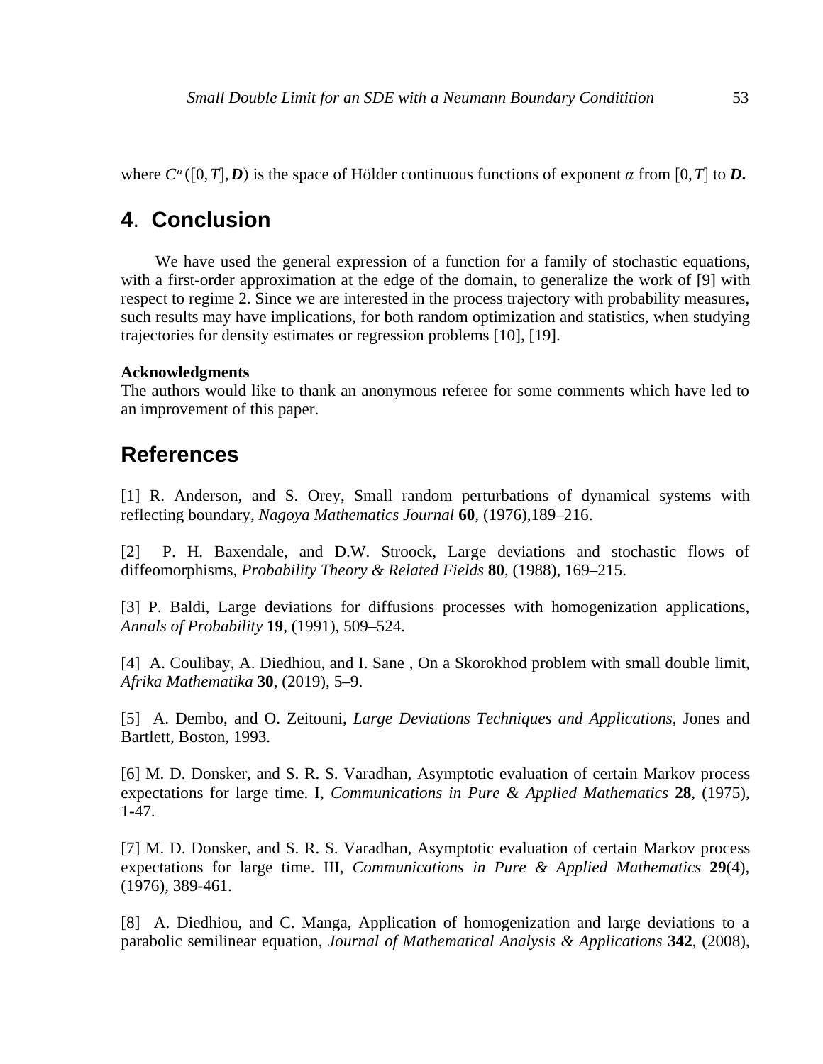where $C^{\alpha}([0,T], \boldsymbol{D})$ is the space of Hölder continuous functions of exponent $\alpha$ from $[0,T]$ to $\boldsymbol{D}$.

## 4. Conclusion

We have used the general expression of a function for a family of stochastic equations, with a first-order approximation at the edge of the domain, to generalize the work of [9] with respect to regime 2. Since we are interested in the process trajectory with probability measures, such results may have implications, for both random optimization and statistics, when studying trajectories for density estimates or regression problems [10], [19].

**Acknowledgments**
The authors would like to thank an anonymous referee for some comments which have led to an improvement of this paper.

## References

[1] R. Anderson, and S. Orey, Small random perturbations of dynamical systems with reflecting boundary, *Nagoya Mathematics Journal* **60**, (1976),189–216.

[2] P. H. Baxendale, and D.W. Stroock, Large deviations and stochastic flows of diffeomorphisms, *Probability Theory & Related Fields* **80**, (1988), 169–215.

[3] P. Baldi, Large deviations for diffusions processes with homogenization applications, *Annals of Probability* **19**, (1991), 509–524.

[4] A. Coulibay, A. Diedhiou, and I. Sane , On a Skorokhod problem with small double limit, *Afrika Mathematika* **30**, (2019), 5–9.

[5] A. Dembo, and O. Zeitouni, *Large Deviations Techniques and Applications*, Jones and Bartlett, Boston, 1993.

[6] M. D. Donsker, and S. R. S. Varadhan, Asymptotic evaluation of certain Markov process expectations for large time. I, *Communications in Pure & Applied Mathematics* **28**, (1975), 1-47.

[7] M. D. Donsker, and S. R. S. Varadhan, Asymptotic evaluation of certain Markov process expectations for large time. III, *Communications in Pure & Applied Mathematics* **29**(4), (1976), 389-461.

[8] A. Diedhiou, and C. Manga, Application of homogenization and large deviations to a parabolic semilinear equation, *Journal of Mathematical Analysis & Applications* **342**, (2008),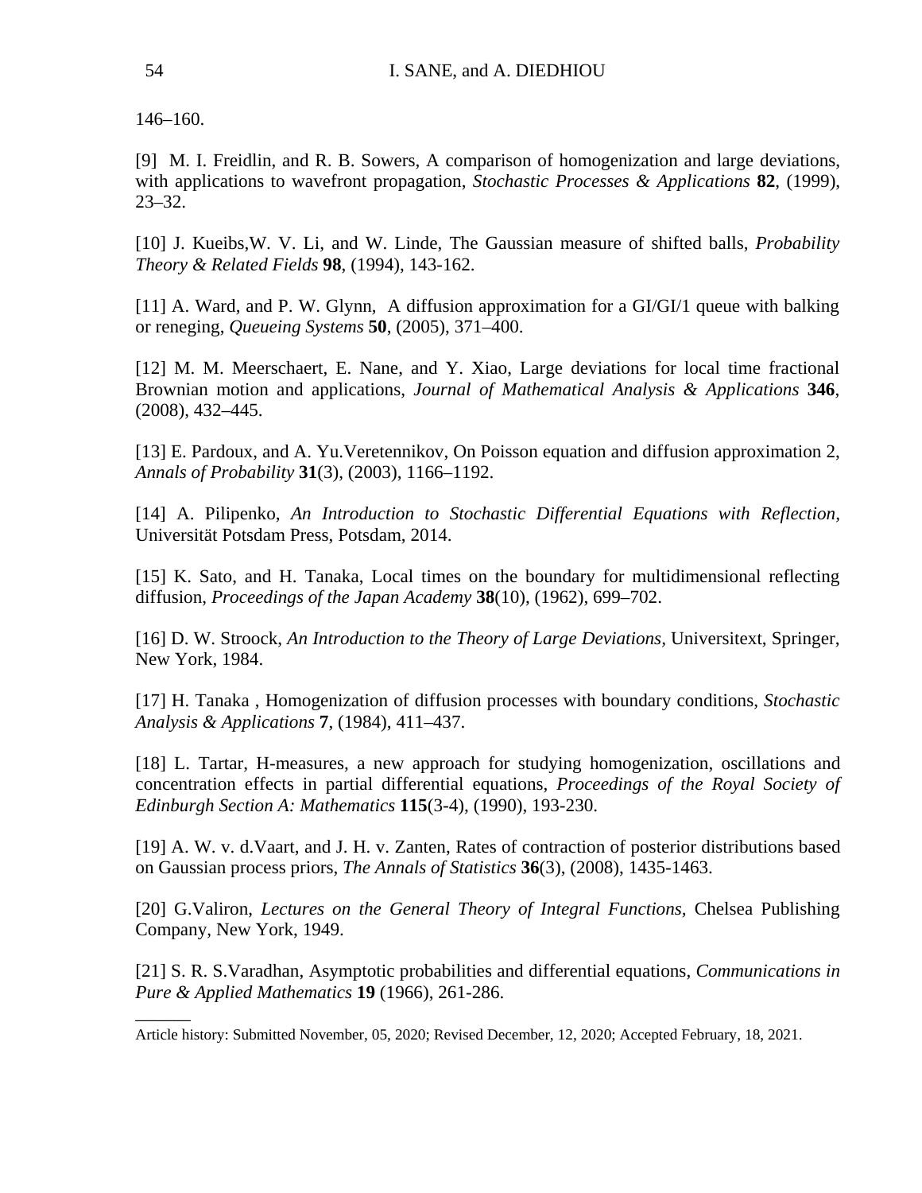146–160.

[9] M. I. Freidlin, and R. B. Sowers, A comparison of homogenization and large deviations, with applications to wavefront propagation, *Stochastic Processes & Applications* **82**, (1999), 23–32.

[10] J. Kueibs,W. V. Li, and W. Linde, The Gaussian measure of shifted balls, *Probability Theory & Related Fields* **98**, (1994), 143-162.

[11] A. Ward, and P. W. Glynn, A diffusion approximation for a GI/GI/1 queue with balking or reneging, *Queueing Systems* **50**, (2005), 371–400.

[12] M. M. Meerschaert, E. Nane, and Y. Xiao, Large deviations for local time fractional Brownian motion and applications, *Journal of Mathematical Analysis & Applications* **346**, (2008), 432–445.

[13] E. Pardoux, and A. Yu.Veretennikov, On Poisson equation and diffusion approximation 2, *Annals of Probability* **31**(3), (2003), 1166–1192.

[14] A. Pilipenko, *An Introduction to Stochastic Differential Equations with Reflection*, Universität Potsdam Press, Potsdam, 2014.

[15] K. Sato, and H. Tanaka, Local times on the boundary for multidimensional reflecting diffusion, *Proceedings of the Japan Academy* **38**(10), (1962), 699–702.

[16] D. W. Stroock, *An Introduction to the Theory of Large Deviations*, Universitext, Springer, New York, 1984.

[17] H. Tanaka , Homogenization of diffusion processes with boundary conditions, *Stochastic Analysis & Applications* **7**, (1984), 411–437.

[18] L. Tartar, H-measures, a new approach for studying homogenization, oscillations and concentration effects in partial differential equations, *Proceedings of the Royal Society of Edinburgh Section A: Mathematics* **115**(3-4), (1990), 193-230.

[19] A. W. v. d.Vaart, and J. H. v. Zanten, Rates of contraction of posterior distributions based on Gaussian process priors, *The Annals of Statistics* **36**(3), (2008), 1435-1463.

[20] G.Valiron, *Lectures on the General Theory of Integral Functions,* Chelsea Publishing Company, New York, 1949.

[21] S. R. S.Varadhan, Asymptotic probabilities and differential equations, *Communications in Pure & Applied Mathematics* **19** (1966), 261-286.

---

Article history: Submitted November, 05, 2020; Revised December, 12, 2020; Accepted February, 18, 2021.